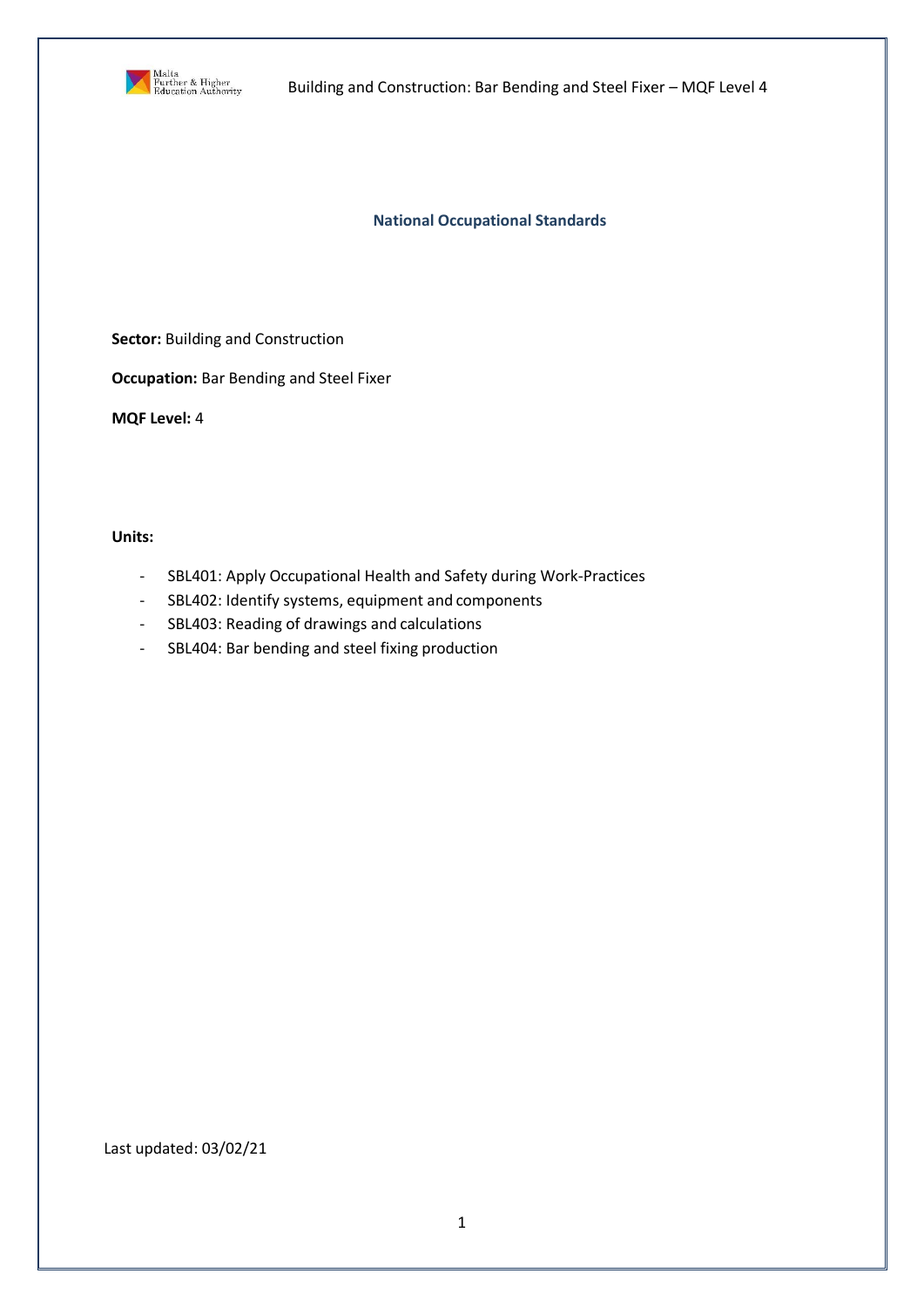# National Occupational Standards

**Sector:** Building and Construction

**Occupation:** Bar Bending and Steel Fixer

**MQF Level:** 4

**Units:**

- SBL401: Apply Occupational Health and Safety during Work-Practices
- SBL402: Identify systems, equipment and components
- SBL403: Reading of drawings and calculations
- SBL404: Bar bending and steel fixing production

Last updated: 03/02/21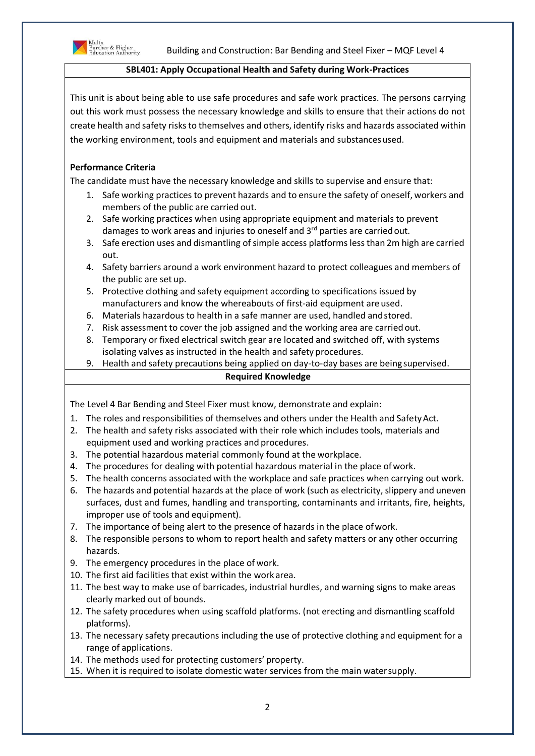### SBL401: Apply Occupational Health and Safety during Work-Practices

This unit is about being able to use safe procedures and safe work practices. The persons carrying out this work must possess the necessary knowledge and skills to ensure that their actions do not create health and safety risks to themselves and others, identify risks and hazards associated within the working environment, tools and equipment and materials and substances used.

**Performance Criteria**

The candidate must have the necessary knowledge and skills to supervise and ensure that:

1. Safe working practices to prevent hazards and to ensure the safety of oneself, workers and members of the public are carried out.
2. Safe working practices when using appropriate equipment and materials to prevent damages to work areas and injuries to oneself and 3rd parties are carried out.
3. Safe erection uses and dismantling of simple access platforms less than 2m high are carried out.
4. Safety barriers around a work environment hazard to protect colleagues and members of the public are set up.
5. Protective clothing and safety equipment according to specifications issued by manufacturers and know the whereabouts of first-aid equipment are used.
6. Materials hazardous to health in a safe manner are used, handled and stored.
7. Risk assessment to cover the job assigned and the working area are carried out.
8. Temporary or fixed electrical switch gear are located and switched off, with systems isolating valves as instructed in the health and safety procedures.
9. Health and safety precautions being applied on day-to-day bases are being supervised.

**Required Knowledge**

The Level 4 Bar Bending and Steel Fixer must know, demonstrate and explain:

1. The roles and responsibilities of themselves and others under the Health and Safety Act.
2. The health and safety risks associated with their role which includes tools, materials and equipment used and working practices and procedures.
3. The potential hazardous material commonly found at the workplace.
4. The procedures for dealing with potential hazardous material in the place of work.
5. The health concerns associated with the workplace and safe practices when carrying out work.
6. The hazards and potential hazards at the place of work (such as electricity, slippery and uneven surfaces, dust and fumes, handling and transporting, contaminants and irritants, fire, heights, improper use of tools and equipment).
7. The importance of being alert to the presence of hazards in the place of work.
8. The responsible persons to whom to report health and safety matters or any other occurring hazards.
9. The emergency procedures in the place of work.
10. The first aid facilities that exist within the work area.
11. The best way to make use of barricades, industrial hurdles, and warning signs to make areas clearly marked out of bounds.
12. The safety procedures when using scaffold platforms. (not erecting and dismantling scaffold platforms).
13. The necessary safety precautions including the use of protective clothing and equipment for a range of applications.
14. The methods used for protecting customers' property.
15. When it is required to isolate domestic water services from the main water supply.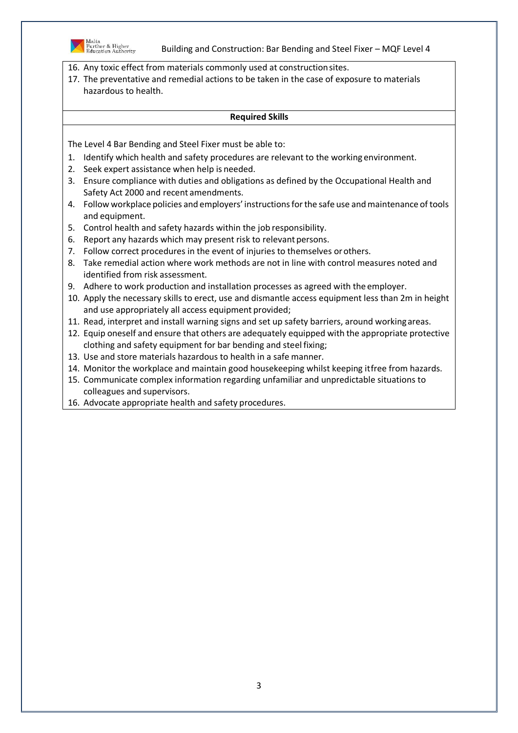16. Any toxic effect from materials commonly used at construction sites.
17. The preventative and remedial actions to be taken in the case of exposure to materials hazardous to health.

**Required Skills**

The Level 4 Bar Bending and Steel Fixer must be able to:

1. Identify which health and safety procedures are relevant to the working environment.
2. Seek expert assistance when help is needed.
3. Ensure compliance with duties and obligations as defined by the Occupational Health and Safety Act 2000 and recent amendments.
4. Follow workplace policies and employers' instructions for the safe use and maintenance of tools and equipment.
5. Control health and safety hazards within the job responsibility.
6. Report any hazards which may present risk to relevant persons.
7. Follow correct procedures in the event of injuries to themselves or others.
8. Take remedial action where work methods are not in line with control measures noted and identified from risk assessment.
9. Adhere to work production and installation processes as agreed with the employer.
10. Apply the necessary skills to erect, use and dismantle access equipment less than 2m in height and use appropriately all access equipment provided;
11. Read, interpret and install warning signs and set up safety barriers, around working areas.
12. Equip oneself and ensure that others are adequately equipped with the appropriate protective clothing and safety equipment for bar bending and steel fixing;
13. Use and store materials hazardous to health in a safe manner.
14. Monitor the workplace and maintain good housekeeping whilst keeping it free from hazards.
15. Communicate complex information regarding unfamiliar and unpredictable situations to colleagues and supervisors.
16. Advocate appropriate health and safety procedures.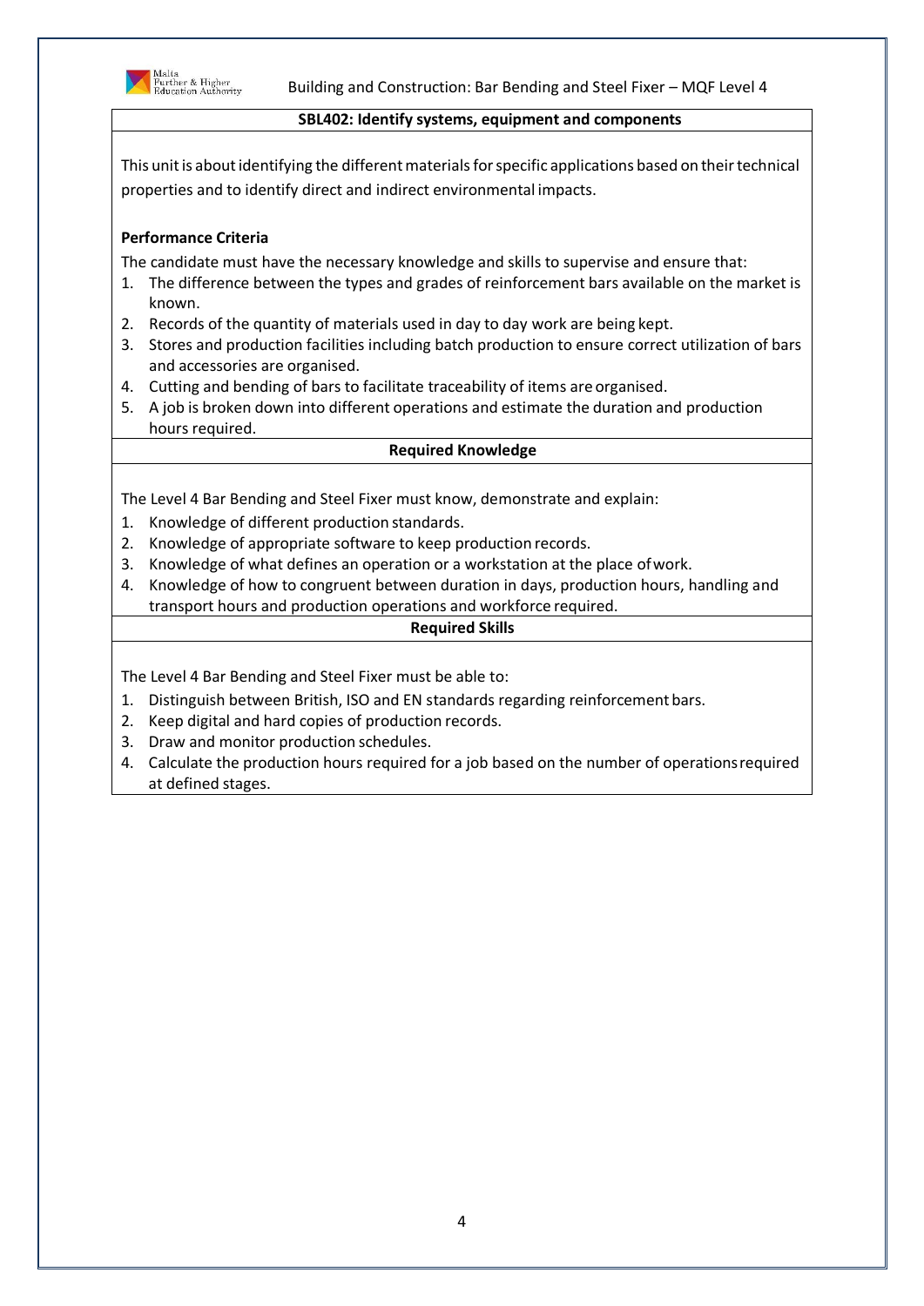## SBL402: Identify systems, equipment and components

This unit is about identifying the different materials for specific applications based on their technical properties and to identify direct and indirect environmental impacts.

**Performance Criteria**

The candidate must have the necessary knowledge and skills to supervise and ensure that:

1. The difference between the types and grades of reinforcement bars available on the market is known.
2. Records of the quantity of materials used in day to day work are being kept.
3. Stores and production facilities including batch production to ensure correct utilization of bars and accessories are organised.
4. Cutting and bending of bars to facilitate traceability of items are organised.
5. A job is broken down into different operations and estimate the duration and production hours required.

### Required Knowledge

The Level 4 Bar Bending and Steel Fixer must know, demonstrate and explain:

1. Knowledge of different production standards.
2. Knowledge of appropriate software to keep production records.
3. Knowledge of what defines an operation or a workstation at the place of work.
4. Knowledge of how to congruent between duration in days, production hours, handling and transport hours and production operations and workforce required.

### Required Skills

The Level 4 Bar Bending and Steel Fixer must be able to:

1. Distinguish between British, ISO and EN standards regarding reinforcement bars.
2. Keep digital and hard copies of production records.
3. Draw and monitor production schedules.
4. Calculate the production hours required for a job based on the number of operations required at defined stages.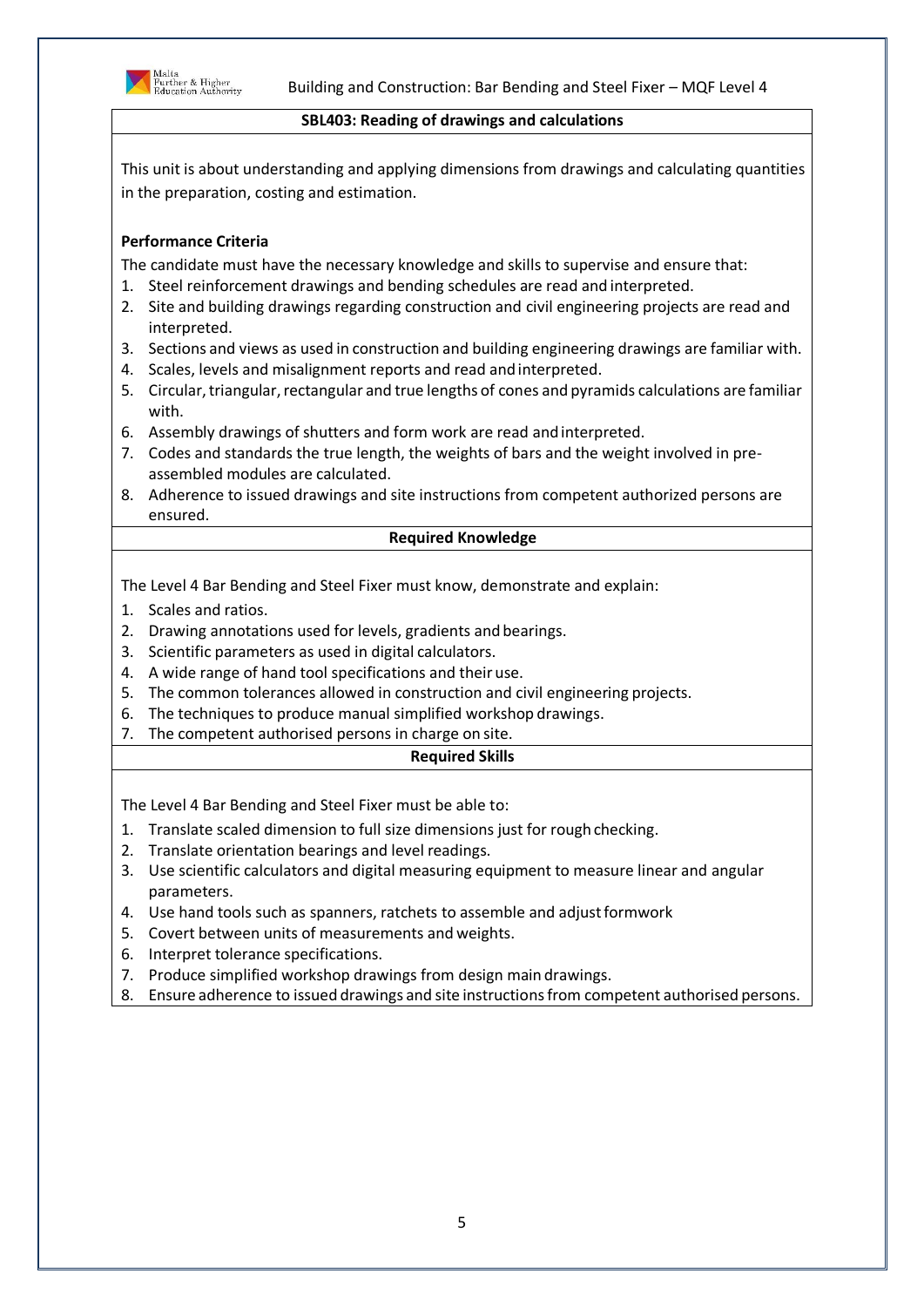## SBL403: Reading of drawings and calculations

This unit is about understanding and applying dimensions from drawings and calculating quantities in the preparation, costing and estimation.

**Performance Criteria**

The candidate must have the necessary knowledge and skills to supervise and ensure that:

1. Steel reinforcement drawings and bending schedules are read and interpreted.
2. Site and building drawings regarding construction and civil engineering projects are read and interpreted.
3. Sections and views as used in construction and building engineering drawings are familiar with.
4. Scales, levels and misalignment reports and read and interpreted.
5. Circular, triangular, rectangular and true lengths of cones and pyramids calculations are familiar with.
6. Assembly drawings of shutters and form work are read and interpreted.
7. Codes and standards the true length, the weights of bars and the weight involved in pre-assembled modules are calculated.
8. Adherence to issued drawings and site instructions from competent authorized persons are ensured.

### Required Knowledge

The Level 4 Bar Bending and Steel Fixer must know, demonstrate and explain:

1. Scales and ratios.
2. Drawing annotations used for levels, gradients and bearings.
3. Scientific parameters as used in digital calculators.
4. A wide range of hand tool specifications and their use.
5. The common tolerances allowed in construction and civil engineering projects.
6. The techniques to produce manual simplified workshop drawings.
7. The competent authorised persons in charge on site.

### Required Skills

The Level 4 Bar Bending and Steel Fixer must be able to:

1. Translate scaled dimension to full size dimensions just for rough checking.
2. Translate orientation bearings and level readings.
3. Use scientific calculators and digital measuring equipment to measure linear and angular parameters.
4. Use hand tools such as spanners, ratchets to assemble and adjust formwork
5. Covert between units of measurements and weights.
6. Interpret tolerance specifications.
7. Produce simplified workshop drawings from design main drawings.
8. Ensure adherence to issued drawings and site instructions from competent authorised persons.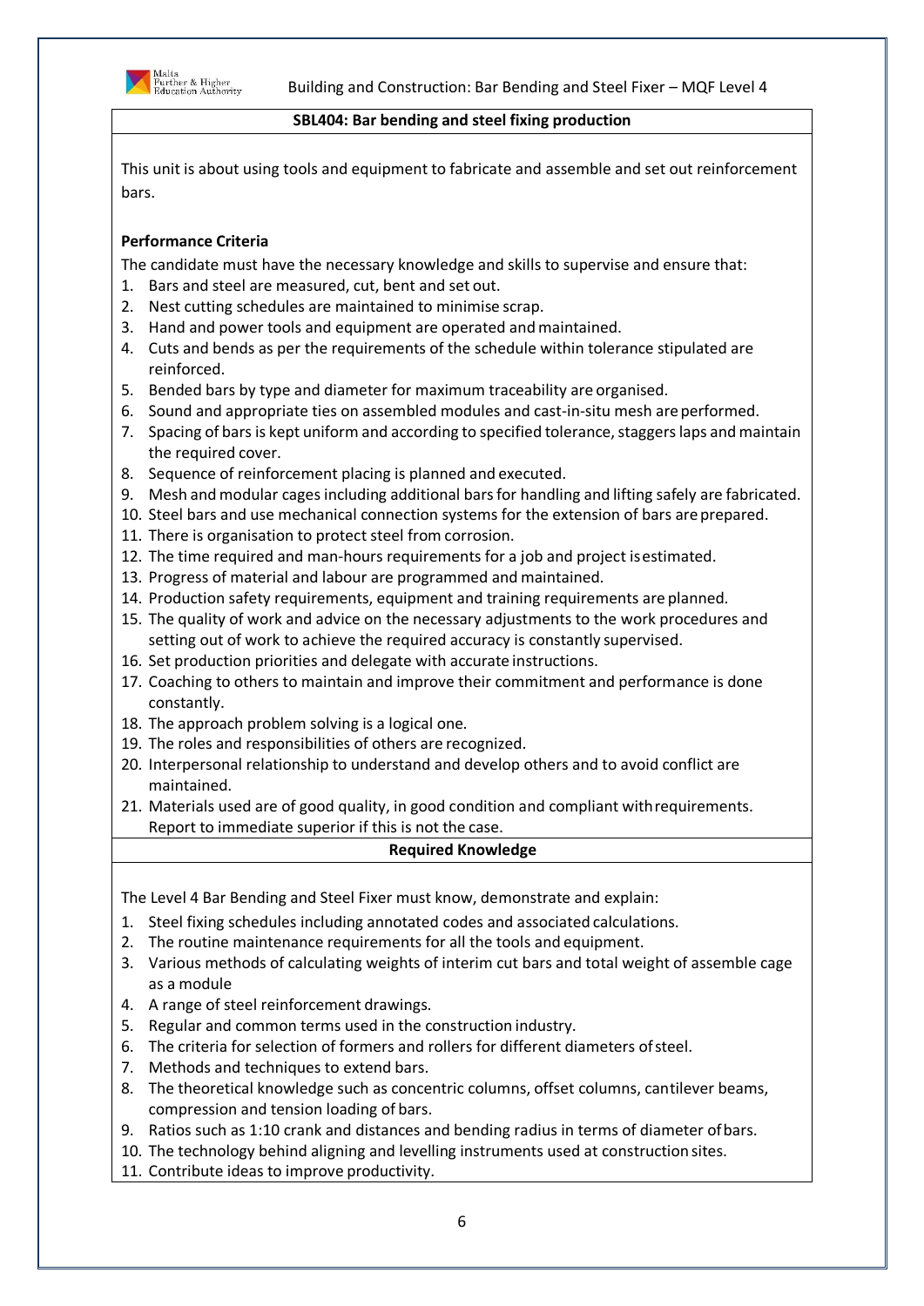**SBL404: Bar bending and steel fixing production**

This unit is about using tools and equipment to fabricate and assemble and set out reinforcement bars.

**Performance Criteria**

The candidate must have the necessary knowledge and skills to supervise and ensure that:

1. Bars and steel are measured, cut, bent and set out.
2. Nest cutting schedules are maintained to minimise scrap.
3. Hand and power tools and equipment are operated and maintained.
4. Cuts and bends as per the requirements of the schedule within tolerance stipulated are reinforced.
5. Bended bars by type and diameter for maximum traceability are organised.
6. Sound and appropriate ties on assembled modules and cast-in-situ mesh are performed.
7. Spacing of bars is kept uniform and according to specified tolerance, staggers laps and maintain the required cover.
8. Sequence of reinforcement placing is planned and executed.
9. Mesh and modular cages including additional bars for handling and lifting safely are fabricated.
10. Steel bars and use mechanical connection systems for the extension of bars are prepared.
11. There is organisation to protect steel from corrosion.
12. The time required and man-hours requirements for a job and project is estimated.
13. Progress of material and labour are programmed and maintained.
14. Production safety requirements, equipment and training requirements are planned.
15. The quality of work and advice on the necessary adjustments to the work procedures and setting out of work to achieve the required accuracy is constantly supervised.
16. Set production priorities and delegate with accurate instructions.
17. Coaching to others to maintain and improve their commitment and performance is done constantly.
18. The approach problem solving is a logical one.
19. The roles and responsibilities of others are recognized.
20. Interpersonal relationship to understand and develop others and to avoid conflict are maintained.
21. Materials used are of good quality, in good condition and compliant with requirements. Report to immediate superior if this is not the case.

**Required Knowledge**

The Level 4 Bar Bending and Steel Fixer must know, demonstrate and explain:

1. Steel fixing schedules including annotated codes and associated calculations.
2. The routine maintenance requirements for all the tools and equipment.
3. Various methods of calculating weights of interim cut bars and total weight of assemble cage as a module
4. A range of steel reinforcement drawings.
5. Regular and common terms used in the construction industry.
6. The criteria for selection of formers and rollers for different diameters of steel.
7. Methods and techniques to extend bars.
8. The theoretical knowledge such as concentric columns, offset columns, cantilever beams, compression and tension loading of bars.
9. Ratios such as 1:10 crank and distances and bending radius in terms of diameter of bars.
10. The technology behind aligning and levelling instruments used at construction sites.
11. Contribute ideas to improve productivity.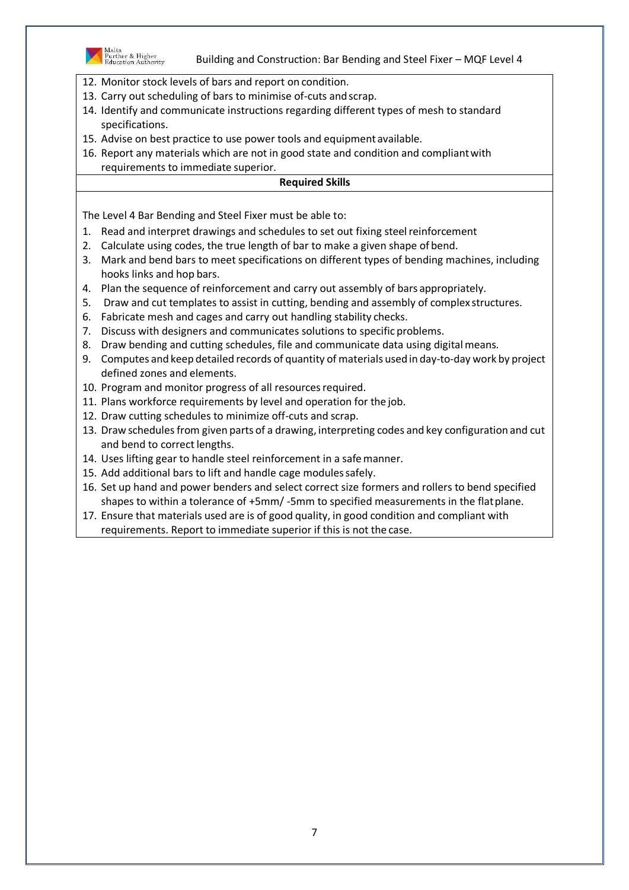12. Monitor stock levels of bars and report on condition.
13. Carry out scheduling of bars to minimise of-cuts and scrap.
14. Identify and communicate instructions regarding different types of mesh to standard specifications.
15. Advise on best practice to use power tools and equipment available.
16. Report any materials which are not in good state and condition and compliant with requirements to immediate superior.

**Required Skills**

The Level 4 Bar Bending and Steel Fixer must be able to:

1. Read and interpret drawings and schedules to set out fixing steel reinforcement
2. Calculate using codes, the true length of bar to make a given shape of bend.
3. Mark and bend bars to meet specifications on different types of bending machines, including hooks links and hop bars.
4. Plan the sequence of reinforcement and carry out assembly of bars appropriately.
5. Draw and cut templates to assist in cutting, bending and assembly of complex structures.
6. Fabricate mesh and cages and carry out handling stability checks.
7. Discuss with designers and communicates solutions to specific problems.
8. Draw bending and cutting schedules, file and communicate data using digital means.
9. Computes and keep detailed records of quantity of materials used in day-to-day work by project defined zones and elements.
10. Program and monitor progress of all resources required.
11. Plans workforce requirements by level and operation for the job.
12. Draw cutting schedules to minimize off-cuts and scrap.
13. Draw schedules from given parts of a drawing, interpreting codes and key configuration and cut and bend to correct lengths.
14. Uses lifting gear to handle steel reinforcement in a safe manner.
15. Add additional bars to lift and handle cage modules safely.
16. Set up hand and power benders and select correct size formers and rollers to bend specified shapes to within a tolerance of +5mm/ -5mm to specified measurements in the flat plane.
17. Ensure that materials used are is of good quality, in good condition and compliant with requirements. Report to immediate superior if this is not the case.